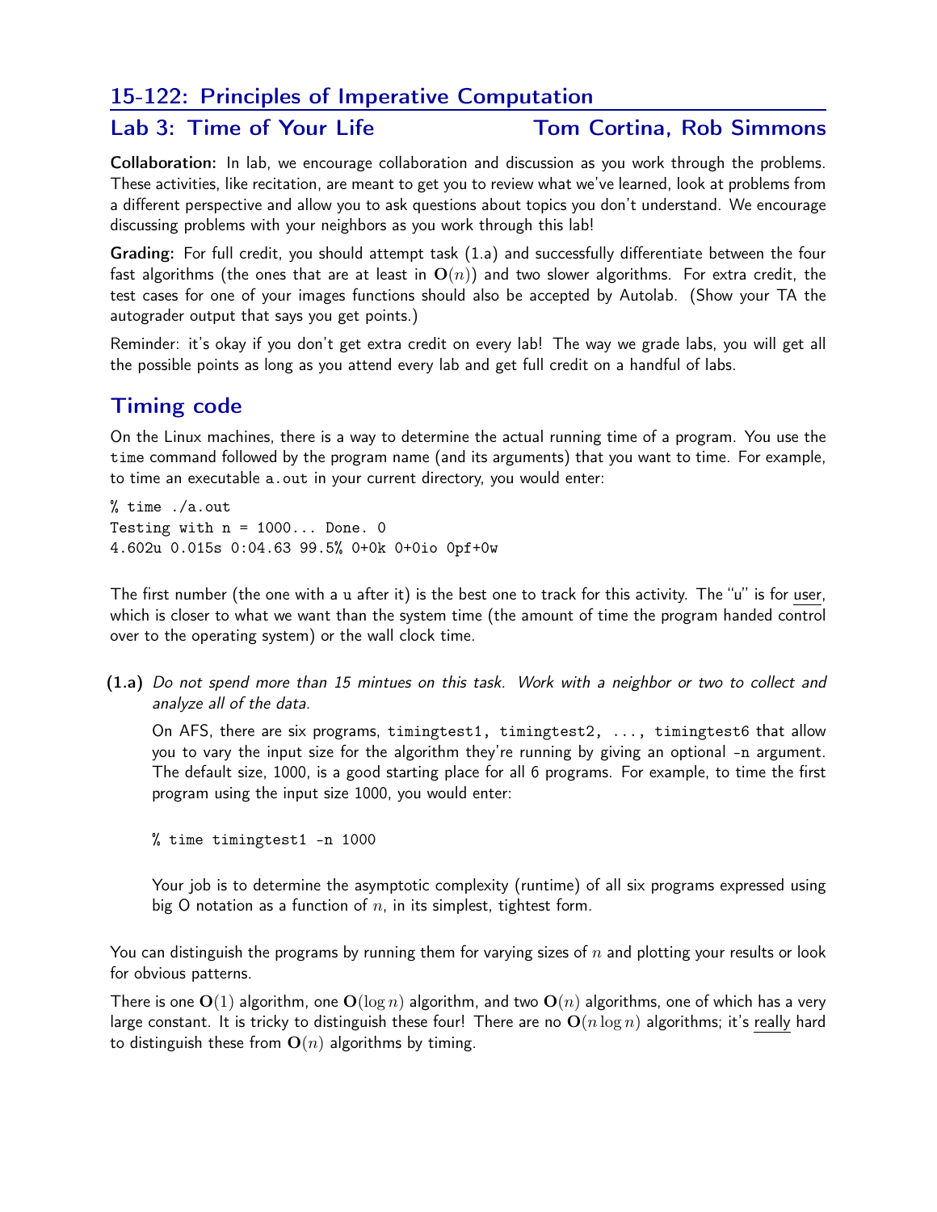## 15-122: Principles of Imperative Computation

### Lab 3: Time of Your Life — Tom Cortina, Rob Simmons

**Collaboration:** In lab, we encourage collaboration and discussion as you work through the problems. These activities, like recitation, are meant to get you to review what we've learned, look at problems from a different perspective and allow you to ask questions about topics you don't understand. We encourage discussing problems with your neighbors as you work through this lab!

**Grading:** For full credit, you should attempt task (1.a) and successfully differentiate between the four fast algorithms (the ones that are at least in $\mathbf{O}(n)$) and two slower algorithms. For extra credit, the test cases for one of your images functions should also be accepted by Autolab. (Show your TA the autograder output that says you get points.)

Reminder: it's okay if you don't get extra credit on every lab! The way we grade labs, you will get all the possible points as long as you attend every lab and get full credit on a handful of labs.

## Timing code

On the Linux machines, there is a way to determine the actual running time of a program. You use the `time` command followed by the program name (and its arguments) that you want to time. For example, to time an executable `a.out` in your current directory, you would enter:

```
% time ./a.out
Testing with n = 1000... Done. 0
4.602u 0.015s 0:04.63 99.5% 0+0k 0+0io 0pf+0w
```

The first number (the one with a `u` after it) is the best one to track for this activity. The "u" is for <u>user</u>, which is closer to what we want than the system time (the amount of time the program handed control over to the operating system) or the wall clock time.

**(1.a)** *Do not spend more than 15 mintues on this task. Work with a neighbor or two to collect and analyze all of the data.*

On AFS, there are six programs, `timingtest1, timingtest2, ..., timingtest6` that allow you to vary the input size for the algorithm they're running by giving an optional `-n` argument. The default size, 1000, is a good starting place for all 6 programs. For example, to time the first program using the input size 1000, you would enter:

```
% time timingtest1 -n 1000
```

Your job is to determine the asymptotic complexity (runtime) of all six programs expressed using big O notation as a function of $n$, in its simplest, tightest form.

You can distinguish the programs by running them for varying sizes of $n$ and plotting your results or look for obvious patterns.

There is one $\mathbf{O}(1)$ algorithm, one $\mathbf{O}(\log n)$ algorithm, and two $\mathbf{O}(n)$ algorithms, one of which has a very large constant. It is tricky to distinguish these four! There are no $\mathbf{O}(n \log n)$ algorithms; it's <u>really</u> hard to distinguish these from $\mathbf{O}(n)$ algorithms by timing.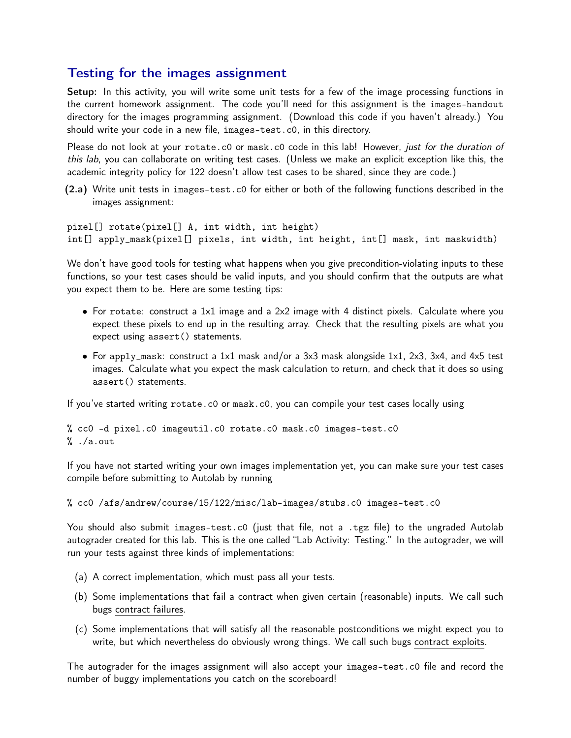## Testing for the images assignment

**Setup:** In this activity, you will write some unit tests for a few of the image processing functions in the current homework assignment. The code you'll need for this assignment is the `images-handout` directory for the images programming assignment. (Download this code if you haven't already.) You should write your code in a new file, `images-test.c0`, in this directory.

Please do not look at your `rotate.c0` or `mask.c0` code in this lab! However, *just for the duration of this lab*, you can collaborate on writing test cases. (Unless we make an explicit exception like this, the academic integrity policy for 122 doesn't allow test cases to be shared, since they are code.)

**(2.a)** Write unit tests in `images-test.c0` for either or both of the following functions described in the images assignment:

```
pixel[] rotate(pixel[] A, int width, int height)
int[] apply_mask(pixel[] pixels, int width, int height, int[] mask, int maskwidth)
```

We don't have good tools for testing what happens when you give precondition-violating inputs to these functions, so your test cases should be valid inputs, and you should confirm that the outputs are what you expect them to be. Here are some testing tips:

- For `rotate`: construct a 1x1 image and a 2x2 image with 4 distinct pixels. Calculate where you expect these pixels to end up in the resulting array. Check that the resulting pixels are what you expect using `assert()` statements.
- For `apply_mask`: construct a 1x1 mask and/or a 3x3 mask alongside 1x1, 2x3, 3x4, and 4x5 test images. Calculate what you expect the mask calculation to return, and check that it does so using `assert()` statements.

If you've started writing `rotate.c0` or `mask.c0`, you can compile your test cases locally using

```
% cc0 -d pixel.c0 imageutil.c0 rotate.c0 mask.c0 images-test.c0
% ./a.out
```

If you have not started writing your own images implementation yet, you can make sure your test cases compile before submitting to Autolab by running

```
% cc0 /afs/andrew/course/15/122/misc/lab-images/stubs.c0 images-test.c0
```

You should also submit `images-test.c0` (just that file, not a `.tgz` file) to the ungraded Autolab autograder created for this lab. This is the one called "Lab Activity: Testing." In the autograder, we will run your tests against three kinds of implementations:

(a) A correct implementation, which must pass all your tests.

(b) Some implementations that fail a contract when given certain (reasonable) inputs. We call such bugs contract failures.

(c) Some implementations that will satisfy all the reasonable postconditions we might expect you to write, but which nevertheless do obviously wrong things. We call such bugs contract exploits.

The autograder for the images assignment will also accept your `images-test.c0` file and record the number of buggy implementations you catch on the scoreboard!